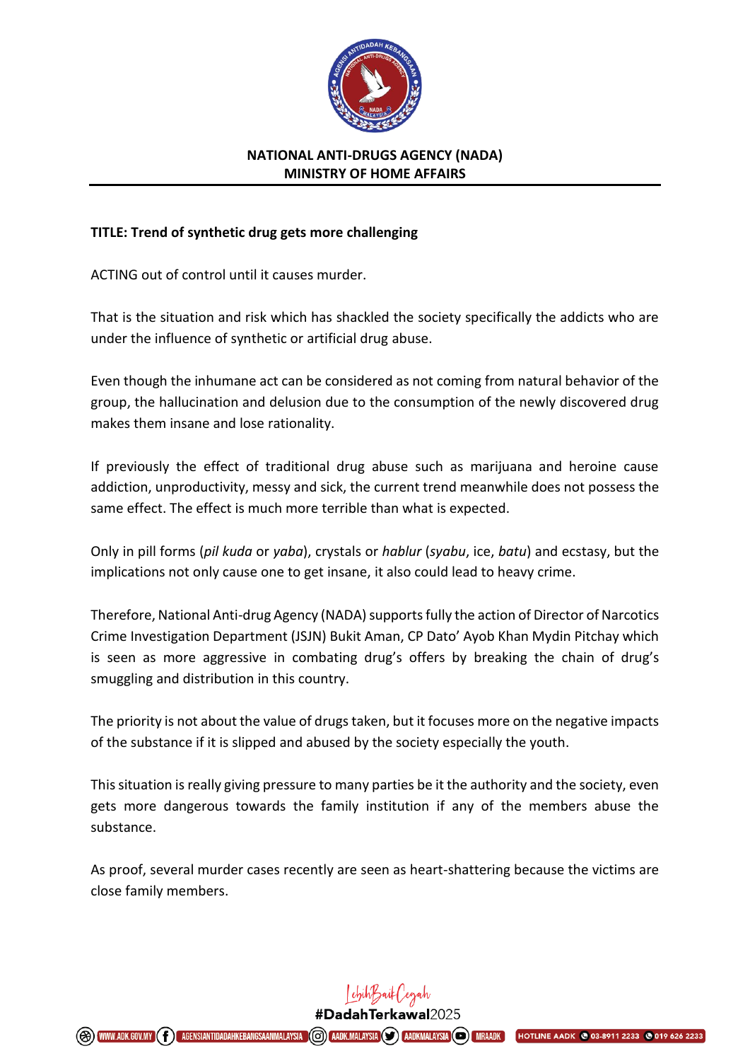**NATIONAL ANTI-DRUGS AGENCY (NADA)**
**MINISTRY OF HOME AFFAIRS**

**TITLE: Trend of synthetic drug gets more challenging**

ACTING out of control until it causes murder.

That is the situation and risk which has shackled the society specifically the addicts who are under the influence of synthetic or artificial drug abuse.

Even though the inhumane act can be considered as not coming from natural behavior of the group, the hallucination and delusion due to the consumption of the newly discovered drug makes them insane and lose rationality.

If previously the effect of traditional drug abuse such as marijuana and heroine cause addiction, unproductivity, messy and sick, the current trend meanwhile does not possess the same effect. The effect is much more terrible than what is expected.

Only in pill forms (*pil kuda* or *yaba*), crystals or *hablur* (*syabu*, ice, *batu*) and ecstasy, but the implications not only cause one to get insane, it also could lead to heavy crime.

Therefore, National Anti-drug Agency (NADA) supports fully the action of Director of Narcotics Crime Investigation Department (JSJN) Bukit Aman, CP Dato' Ayob Khan Mydin Pitchay which is seen as more aggressive in combating drug's offers by breaking the chain of drug's smuggling and distribution in this country.

The priority is not about the value of drugs taken, but it focuses more on the negative impacts of the substance if it is slipped and abused by the society especially the youth.

This situation is really giving pressure to many parties be it the authority and the society, even gets more dangerous towards the family institution if any of the members abuse the substance.

As proof, several murder cases recently are seen as heart-shattering because the victims are close family members.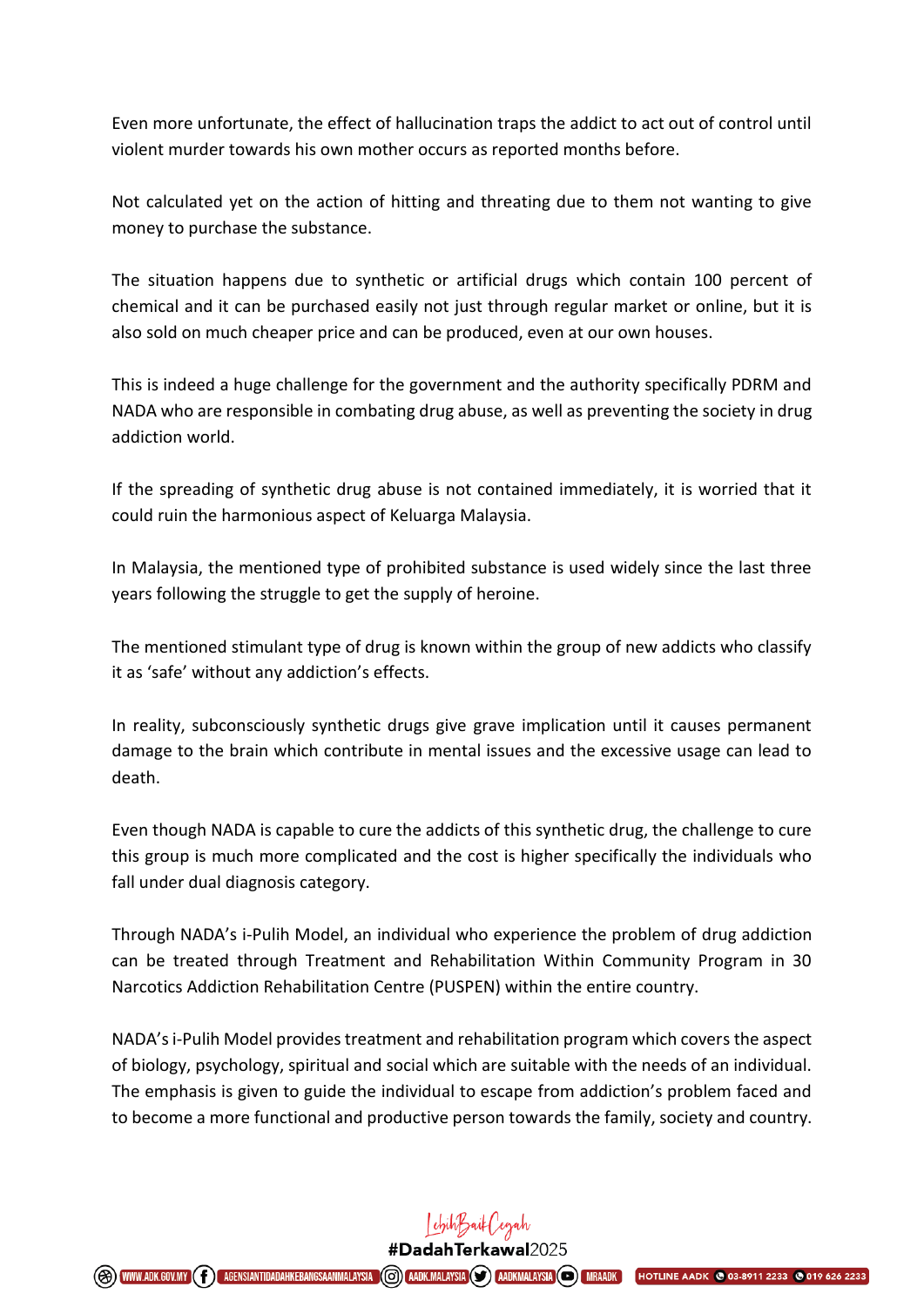Even more unfortunate, the effect of hallucination traps the addict to act out of control until violent murder towards his own mother occurs as reported months before.

Not calculated yet on the action of hitting and threating due to them not wanting to give money to purchase the substance.

The situation happens due to synthetic or artificial drugs which contain 100 percent of chemical and it can be purchased easily not just through regular market or online, but it is also sold on much cheaper price and can be produced, even at our own houses.

This is indeed a huge challenge for the government and the authority specifically PDRM and NADA who are responsible in combating drug abuse, as well as preventing the society in drug addiction world.

If the spreading of synthetic drug abuse is not contained immediately, it is worried that it could ruin the harmonious aspect of Keluarga Malaysia.

In Malaysia, the mentioned type of prohibited substance is used widely since the last three years following the struggle to get the supply of heroine.

The mentioned stimulant type of drug is known within the group of new addicts who classify it as 'safe' without any addiction's effects.

In reality, subconsciously synthetic drugs give grave implication until it causes permanent damage to the brain which contribute in mental issues and the excessive usage can lead to death.

Even though NADA is capable to cure the addicts of this synthetic drug, the challenge to cure this group is much more complicated and the cost is higher specifically the individuals who fall under dual diagnosis category.

Through NADA's i-Pulih Model, an individual who experience the problem of drug addiction can be treated through Treatment and Rehabilitation Within Community Program in 30 Narcotics Addiction Rehabilitation Centre (PUSPEN) within the entire country.

NADA's i-Pulih Model provides treatment and rehabilitation program which covers the aspect of biology, psychology, spiritual and social which are suitable with the needs of an individual. The emphasis is given to guide the individual to escape from addiction's problem faced and to become a more functional and productive person towards the family, society and country.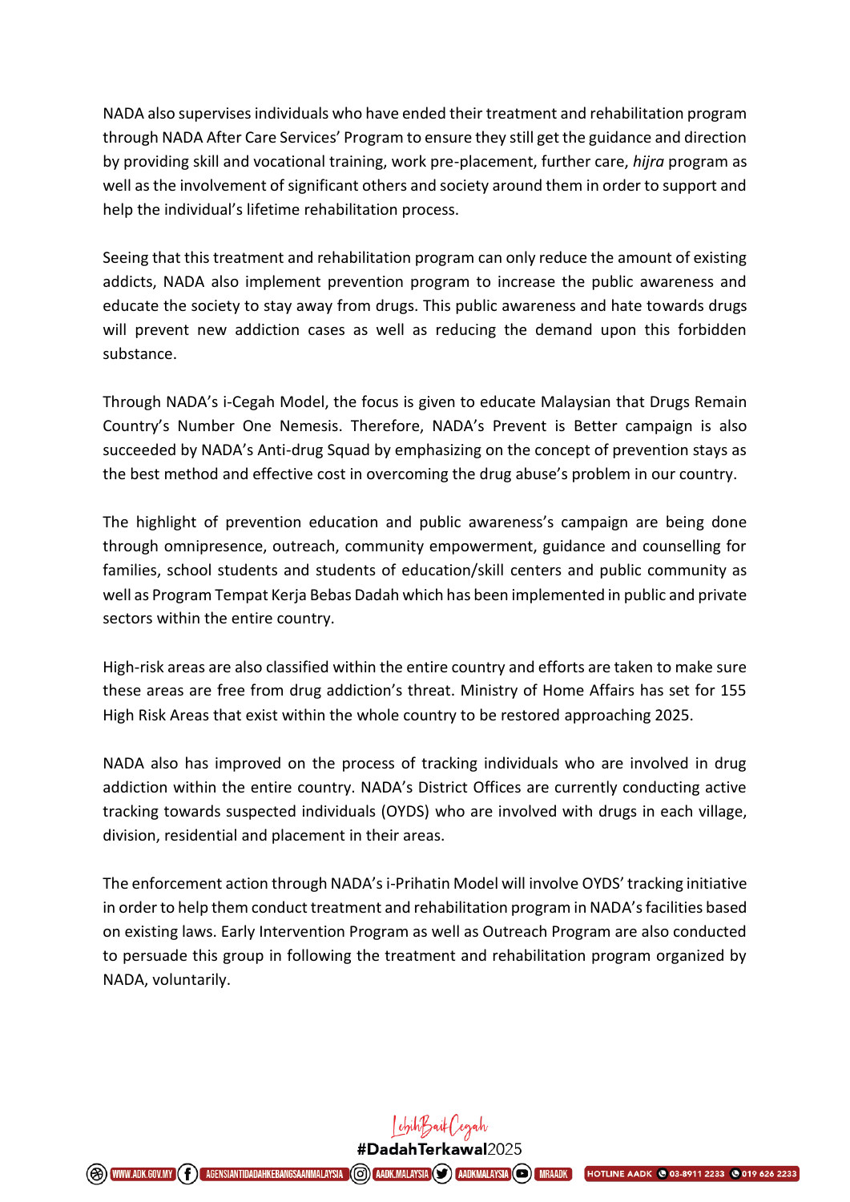NADA also supervises individuals who have ended their treatment and rehabilitation program through NADA After Care Services' Program to ensure they still get the guidance and direction by providing skill and vocational training, work pre-placement, further care, *hijra* program as well as the involvement of significant others and society around them in order to support and help the individual's lifetime rehabilitation process.

Seeing that this treatment and rehabilitation program can only reduce the amount of existing addicts, NADA also implement prevention program to increase the public awareness and educate the society to stay away from drugs. This public awareness and hate towards drugs will prevent new addiction cases as well as reducing the demand upon this forbidden substance.

Through NADA's i-Cegah Model, the focus is given to educate Malaysian that Drugs Remain Country's Number One Nemesis. Therefore, NADA's Prevent is Better campaign is also succeeded by NADA's Anti-drug Squad by emphasizing on the concept of prevention stays as the best method and effective cost in overcoming the drug abuse's problem in our country.

The highlight of prevention education and public awareness's campaign are being done through omnipresence, outreach, community empowerment, guidance and counselling for families, school students and students of education/skill centers and public community as well as Program Tempat Kerja Bebas Dadah which has been implemented in public and private sectors within the entire country.

High-risk areas are also classified within the entire country and efforts are taken to make sure these areas are free from drug addiction's threat. Ministry of Home Affairs has set for 155 High Risk Areas that exist within the whole country to be restored approaching 2025.

NADA also has improved on the process of tracking individuals who are involved in drug addiction within the entire country. NADA's District Offices are currently conducting active tracking towards suspected individuals (OYDS) who are involved with drugs in each village, division, residential and placement in their areas.

The enforcement action through NADA's i-Prihatin Model will involve OYDS' tracking initiative in order to help them conduct treatment and rehabilitation program in NADA's facilities based on existing laws. Early Intervention Program as well as Outreach Program are also conducted to persuade this group in following the treatment and rehabilitation program organized by NADA, voluntarily.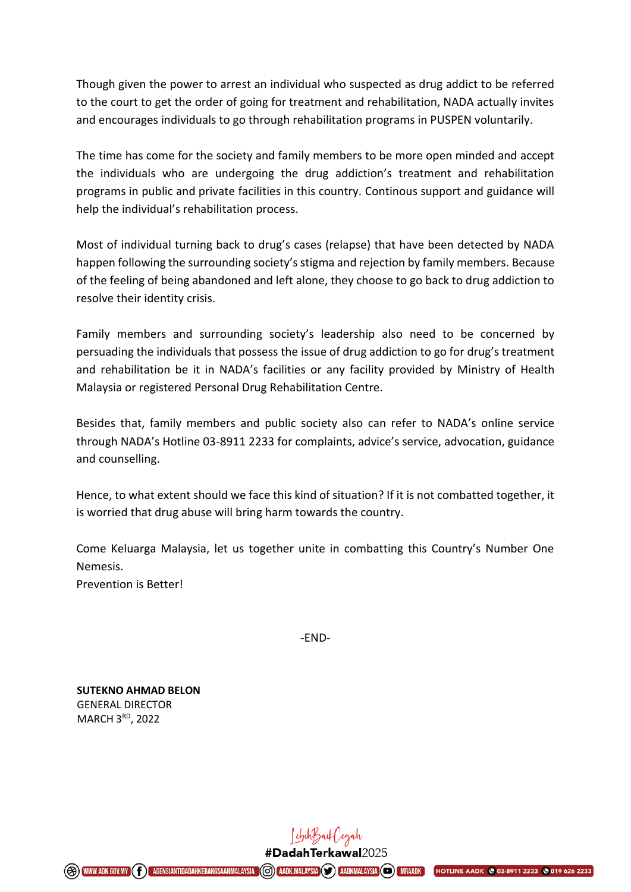Though given the power to arrest an individual who suspected as drug addict to be referred to the court to get the order of going for treatment and rehabilitation, NADA actually invites and encourages individuals to go through rehabilitation programs in PUSPEN voluntarily.

The time has come for the society and family members to be more open minded and accept the individuals who are undergoing the drug addiction's treatment and rehabilitation programs in public and private facilities in this country. Continous support and guidance will help the individual's rehabilitation process.

Most of individual turning back to drug's cases (relapse) that have been detected by NADA happen following the surrounding society's stigma and rejection by family members. Because of the feeling of being abandoned and left alone, they choose to go back to drug addiction to resolve their identity crisis.

Family members and surrounding society's leadership also need to be concerned by persuading the individuals that possess the issue of drug addiction to go for drug's treatment and rehabilitation be it in NADA's facilities or any facility provided by Ministry of Health Malaysia or registered Personal Drug Rehabilitation Centre.

Besides that, family members and public society also can refer to NADA's online service through NADA's Hotline 03-8911 2233 for complaints, advice's service, advocation, guidance and counselling.

Hence, to what extent should we face this kind of situation? If it is not combatted together, it is worried that drug abuse will bring harm towards the country.

Come Keluarga Malaysia, let us together unite in combatting this Country's Number One Nemesis.
Prevention is Better!

-END-

**SUTEKNO AHMAD BELON**
GENERAL DIRECTOR
MARCH 3RD, 2022